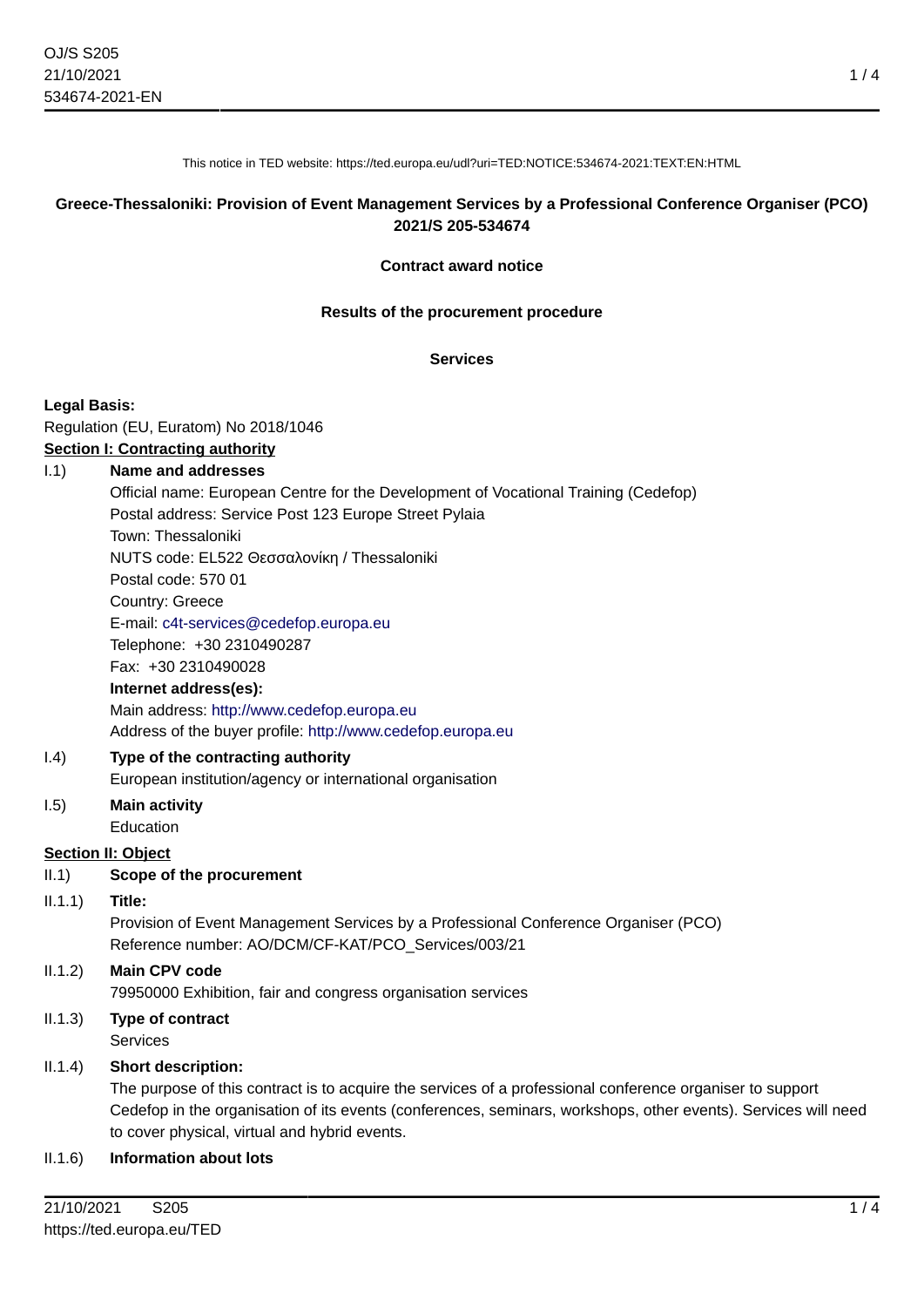This notice in TED website: https://ted.europa.eu/udl?uri=TED:NOTICE:534674-2021:TEXT:EN:HTML

**Greece-Thessaloniki: Provision of Event Management Services by a Professional Conference Organiser (PCO)**
**2021/S 205-534674**

**Contract award notice**

**Results of the procurement procedure**

**Services**

**Legal Basis:**

Regulation (EU, Euratom) No 2018/1046

## Section I: Contracting authority

I.1) **Name and addresses**

Official name: European Centre for the Development of Vocational Training (Cedefop)
Postal address: Service Post 123 Europe Street Pylaia
Town: Thessaloniki
NUTS code: EL522 Θεσσαλονίκη / Thessaloniki
Postal code: 570 01
Country: Greece
E-mail: c4t-services@cedefop.europa.eu
Telephone: +30 2310490287
Fax: +30 2310490028

**Internet address(es):**

Main address: http://www.cedefop.europa.eu
Address of the buyer profile: http://www.cedefop.europa.eu

I.4) **Type of the contracting authority**

European institution/agency or international organisation

I.5) **Main activity**

Education

## Section II: Object

II.1) **Scope of the procurement**

II.1.1) **Title:**

Provision of Event Management Services by a Professional Conference Organiser (PCO)
Reference number: AO/DCM/CF-KAT/PCO_Services/003/21

II.1.2) **Main CPV code**

79950000 Exhibition, fair and congress organisation services

II.1.3) **Type of contract**

Services

II.1.4) **Short description:**

The purpose of this contract is to acquire the services of a professional conference organiser to support Cedefop in the organisation of its events (conferences, seminars, workshops, other events). Services will need to cover physical, virtual and hybrid events.

II.1.6) **Information about lots**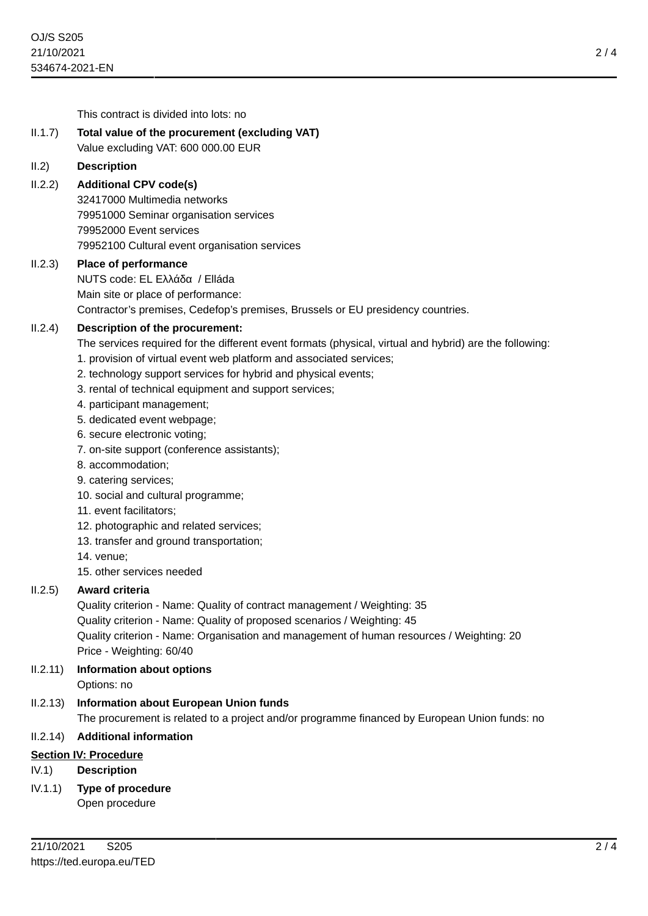This contract is divided into lots: no

**II.1.7) Total value of the procurement (excluding VAT)**

Value excluding VAT: 600 000.00 EUR

**II.2) Description**

**II.2.2) Additional CPV code(s)**

32417000 Multimedia networks
79951000 Seminar organisation services
79952000 Event services
79952100 Cultural event organisation services

**II.2.3) Place of performance**

NUTS code: EL Ελλάδα / Elláda
Main site or place of performance:
Contractor's premises, Cedefop's premises, Brussels or EU presidency countries.

**II.2.4) Description of the procurement:**

The services required for the different event formats (physical, virtual and hybrid) are the following:

1. provision of virtual event web platform and associated services;
2. technology support services for hybrid and physical events;
3. rental of technical equipment and support services;
4. participant management;
5. dedicated event webpage;
6. secure electronic voting;
7. on-site support (conference assistants);
8. accommodation;
9. catering services;
10. social and cultural programme;
11. event facilitators;
12. photographic and related services;
13. transfer and ground transportation;
14. venue;
15. other services needed

**II.2.5) Award criteria**

Quality criterion - Name: Quality of contract management / Weighting: 35
Quality criterion - Name: Quality of proposed scenarios / Weighting: 45
Quality criterion - Name: Organisation and management of human resources / Weighting: 20
Price - Weighting: 60/40

**II.2.11) Information about options**

Options: no

**II.2.13) Information about European Union funds**

The procurement is related to a project and/or programme financed by European Union funds: no

**II.2.14) Additional information**

## Section IV: Procedure

**IV.1) Description**

**IV.1.1) Type of procedure**

Open procedure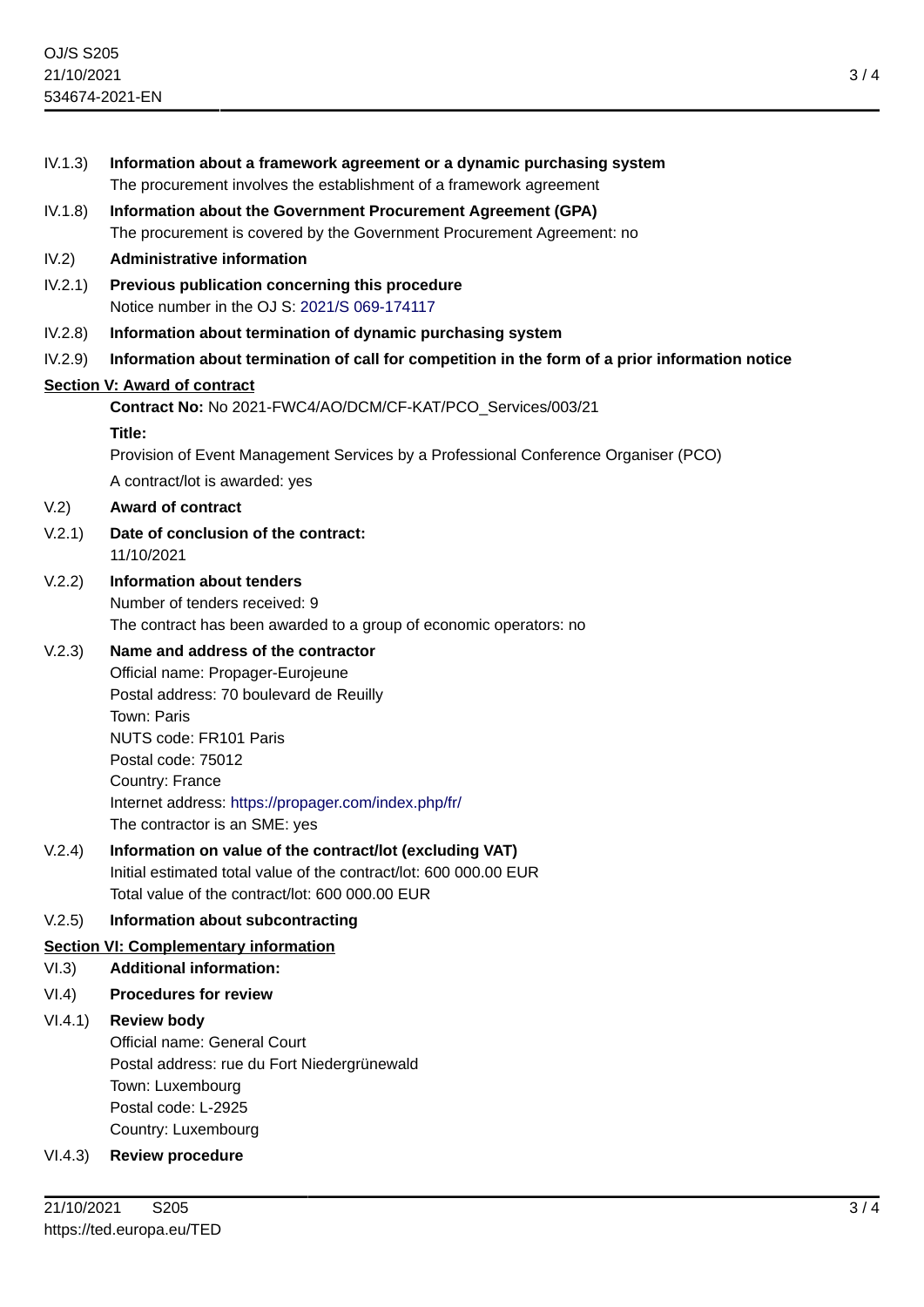IV.1.3) **Information about a framework agreement or a dynamic purchasing system**

The procurement involves the establishment of a framework agreement

IV.1.8) **Information about the Government Procurement Agreement (GPA)**

The procurement is covered by the Government Procurement Agreement: no

IV.2) **Administrative information**

IV.2.1) **Previous publication concerning this procedure**

Notice number in the OJ S: 2021/S 069-174117

IV.2.8) **Information about termination of dynamic purchasing system**

IV.2.9) **Information about termination of call for competition in the form of a prior information notice**

## Section V: Award of contract

**Contract No:** No 2021-FWC4/AO/DCM/CF-KAT/PCO_Services/003/21

**Title:**

Provision of Event Management Services by a Professional Conference Organiser (PCO)

A contract/lot is awarded: yes

V.2) **Award of contract**

V.2.1) **Date of conclusion of the contract:**

11/10/2021

V.2.2) **Information about tenders**

Number of tenders received: 9

The contract has been awarded to a group of economic operators: no

V.2.3) **Name and address of the contractor**

Official name: Propager-Eurojeune

Postal address: 70 boulevard de Reuilly

Town: Paris

NUTS code: FR101 Paris

Postal code: 75012

Country: France

Internet address: https://propager.com/index.php/fr/

The contractor is an SME: yes

V.2.4) **Information on value of the contract/lot (excluding VAT)**

Initial estimated total value of the contract/lot: 600 000.00 EUR

Total value of the contract/lot: 600 000.00 EUR

V.2.5) **Information about subcontracting**

## Section VI: Complementary information

VI.3) **Additional information:**

VI.4) **Procedures for review**

VI.4.1) **Review body**

Official name: General Court

Postal address: rue du Fort Niedergrünewald

Town: Luxembourg

Postal code: L-2925

Country: Luxembourg

VI.4.3) **Review procedure**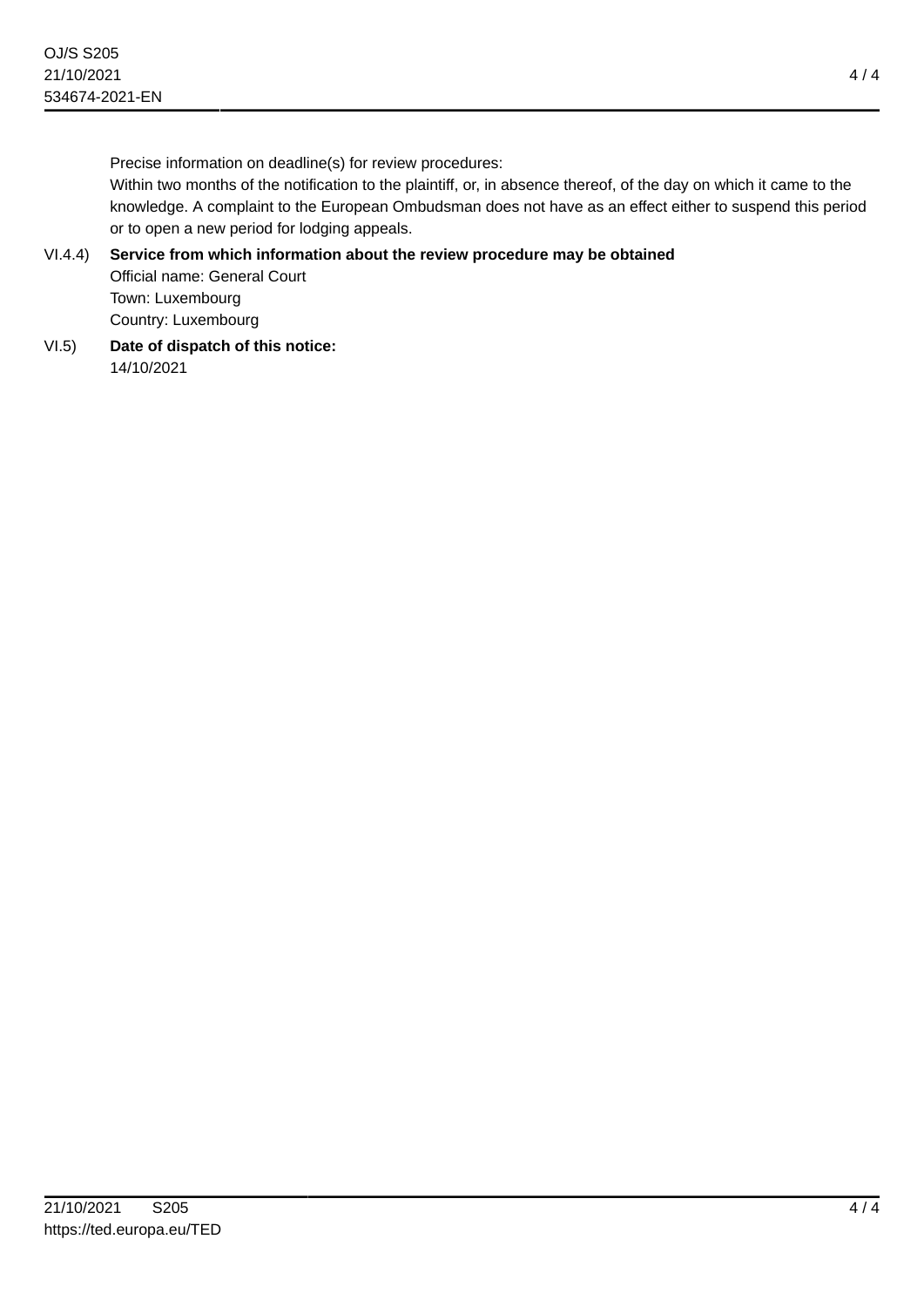Precise information on deadline(s) for review procedures:

Within two months of the notification to the plaintiff, or, in absence thereof, of the day on which it came to the knowledge. A complaint to the European Ombudsman does not have as an effect either to suspend this period or to open a new period for lodging appeals.

VI.4.4) **Service from which information about the review procedure may be obtained**

Official name: General Court

Town: Luxembourg

Country: Luxembourg

VI.5) **Date of dispatch of this notice:**

14/10/2021